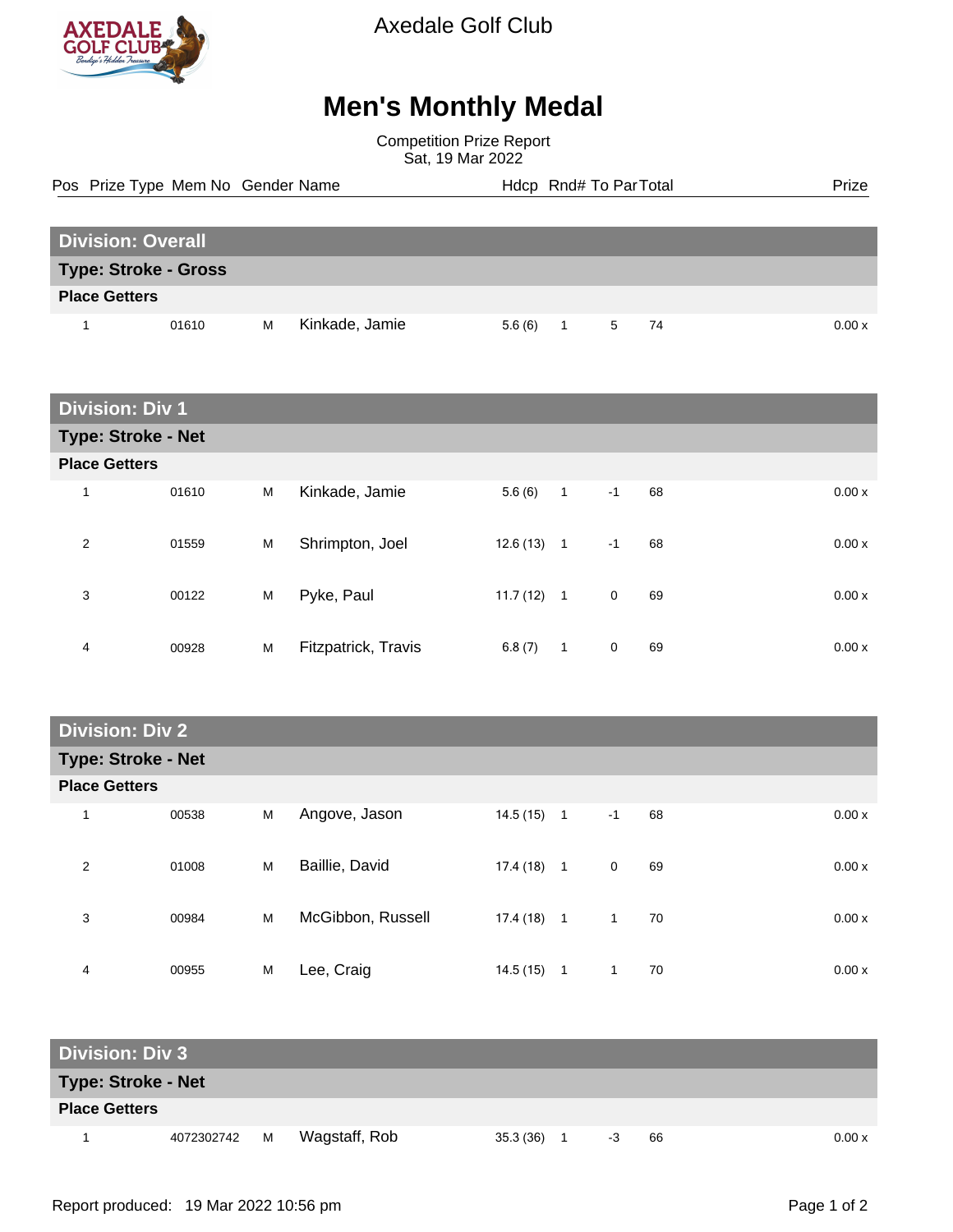Axedale Golf Club

# Men's Monthly Medal

Competition Prize Report
Sat, 19 Mar 2022

## Division: Overall

### Type: Stroke - Gross

**Place Getters**

| Pos | Prize Type | Mem No | Gender | Name | Hdcp | Rnd# | To Par | Total | Prize |
|---|---|---|---|---|---|---|---|---|---|
| 1 | | 01610 | M | Kinkade, Jamie | 5.6 (6) | 1 | 5 | 74 | 0.00 x |

## Division: Div 1

### Type: Stroke - Net

**Place Getters**

| Pos | Prize Type | Mem No | Gender | Name | Hdcp | Rnd# | To Par | Total | Prize |
|---|---|---|---|---|---|---|---|---|---|
| 1 | | 01610 | M | Kinkade, Jamie | 5.6 (6) | 1 | -1 | 68 | 0.00 x |
| 2 | | 01559 | M | Shrimpton, Joel | 12.6 (13) | 1 | -1 | 68 | 0.00 x |
| 3 | | 00122 | M | Pyke, Paul | 11.7 (12) | 1 | 0 | 69 | 0.00 x |
| 4 | | 00928 | M | Fitzpatrick, Travis | 6.8 (7) | 1 | 0 | 69 | 0.00 x |

## Division: Div 2

### Type: Stroke - Net

**Place Getters**

| Pos | Prize Type | Mem No | Gender | Name | Hdcp | Rnd# | To Par | Total | Prize |
|---|---|---|---|---|---|---|---|---|---|
| 1 | | 00538 | M | Angove, Jason | 14.5 (15) | 1 | -1 | 68 | 0.00 x |
| 2 | | 01008 | M | Baillie, David | 17.4 (18) | 1 | 0 | 69 | 0.00 x |
| 3 | | 00984 | M | McGibbon, Russell | 17.4 (18) | 1 | 1 | 70 | 0.00 x |
| 4 | | 00955 | M | Lee, Craig | 14.5 (15) | 1 | 1 | 70 | 0.00 x |

## Division: Div 3

### Type: Stroke - Net

**Place Getters**

| Pos | Prize Type | Mem No | Gender | Name | Hdcp | Rnd# | To Par | Total | Prize |
|---|---|---|---|---|---|---|---|---|---|
| 1 | | 4072302742 | M | Wagstaff, Rob | 35.3 (36) | 1 | -3 | 66 | 0.00 x |

Report produced: 19 Mar 2022 10:56 pm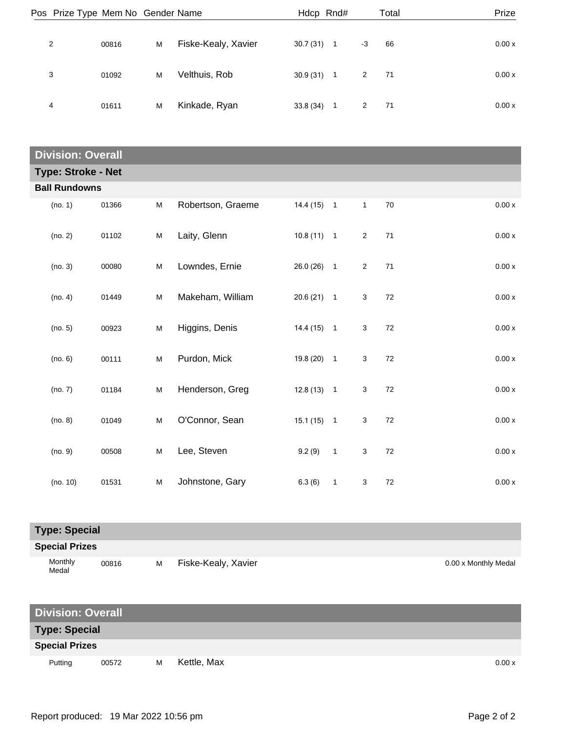| Pos | Prize Type | Mem No | Gender | Name | Hdcp | Rnd# | | Total | Prize |
|---|---|---|---|---|---|---|---|---|---|
| 2 | | 00816 | M | Fiske-Kealy, Xavier | 30.7 (31) | 1 | -3 | 66 | 0.00 x |
| 3 | | 01092 | M | Velthuis, Rob | 30.9 (31) | 1 | 2 | 71 | 0.00 x |
| 4 | | 01611 | M | Kinkade, Ryan | 33.8 (34) | 1 | 2 | 71 | 0.00 x |

## Division: Overall

### Type: Stroke - Net

**Ball Rundowns**

| Pos | Mem No | Gender | Name | Hdcp | Rnd# | | Total | Prize |
|---|---|---|---|---|---|---|---|---|
| (no. 1) | 01366 | M | Robertson, Graeme | 14.4 (15) | 1 | 1 | 70 | 0.00 x |
| (no. 2) | 01102 | M | Laity, Glenn | 10.8 (11) | 1 | 2 | 71 | 0.00 x |
| (no. 3) | 00080 | M | Lowndes, Ernie | 26.0 (26) | 1 | 2 | 71 | 0.00 x |
| (no. 4) | 01449 | M | Makeham, William | 20.6 (21) | 1 | 3 | 72 | 0.00 x |
| (no. 5) | 00923 | M | Higgins, Denis | 14.4 (15) | 1 | 3 | 72 | 0.00 x |
| (no. 6) | 00111 | M | Purdon, Mick | 19.8 (20) | 1 | 3 | 72 | 0.00 x |
| (no. 7) | 01184 | M | Henderson, Greg | 12.8 (13) | 1 | 3 | 72 | 0.00 x |
| (no. 8) | 01049 | M | O'Connor, Sean | 15.1 (15) | 1 | 3 | 72 | 0.00 x |
| (no. 9) | 00508 | M | Lee, Steven | 9.2 (9) | 1 | 3 | 72 | 0.00 x |
| (no. 10) | 01531 | M | Johnstone, Gary | 6.3 (6) | 1 | 3 | 72 | 0.00 x |

### Type: Special

**Special Prizes**

| Prize Type | Mem No | Gender | Name | Prize |
|---|---|---|---|---|
| Monthly Medal | 00816 | M | Fiske-Kealy, Xavier | 0.00 x Monthly Medal |

## Division: Overall

### Type: Special

**Special Prizes**

| Prize Type | Mem No | Gender | Name | Prize |
|---|---|---|---|---|
| Putting | 00572 | M | Kettle, Max | 0.00 x |

Report produced: 19 Mar 2022 10:56 pm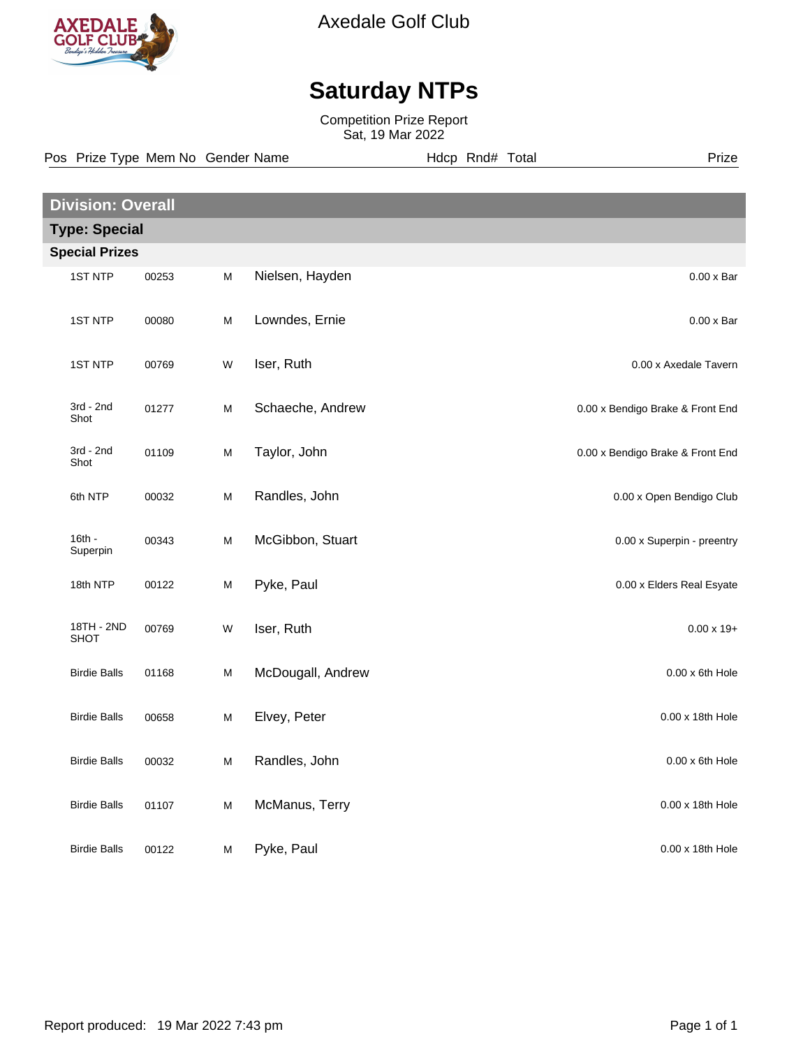Axedale Golf Club

# Saturday NTPs

Competition Prize Report
Sat, 19 Mar 2022

## Division: Overall

### Type: Special

#### Special Prizes

| Pos | Prize Type | Mem No | Gender | Name | Hdcp | Rnd# | Total | Prize |
|---|---|---|---|---|---|---|---|---|
| | 1ST NTP | 00253 | M | Nielsen, Hayden | | | | 0.00 x Bar |
| | 1ST NTP | 00080 | M | Lowndes, Ernie | | | | 0.00 x Bar |
| | 1ST NTP | 00769 | W | Iser, Ruth | | | | 0.00 x Axedale Tavern |
| | 3rd - 2nd Shot | 01277 | M | Schaeche, Andrew | | | | 0.00 x Bendigo Brake & Front End |
| | 3rd - 2nd Shot | 01109 | M | Taylor, John | | | | 0.00 x Bendigo Brake & Front End |
| | 6th NTP | 00032 | M | Randles, John | | | | 0.00 x Open Bendigo Club |
| | 16th - Superpin | 00343 | M | McGibbon, Stuart | | | | 0.00 x Superpin - preentry |
| | 18th NTP | 00122 | M | Pyke, Paul | | | | 0.00 x Elders Real Esyate |
| | 18TH - 2ND SHOT | 00769 | W | Iser, Ruth | | | | 0.00 x 19+ |
| | Birdie Balls | 01168 | M | McDougall, Andrew | | | | 0.00 x 6th Hole |
| | Birdie Balls | 00658 | M | Elvey, Peter | | | | 0.00 x 18th Hole |
| | Birdie Balls | 00032 | M | Randles, John | | | | 0.00 x 6th Hole |
| | Birdie Balls | 01107 | M | McManus, Terry | | | | 0.00 x 18th Hole |
| | Birdie Balls | 00122 | M | Pyke, Paul | | | | 0.00 x 18th Hole |

Report produced: 19 Mar 2022 7:43 pm